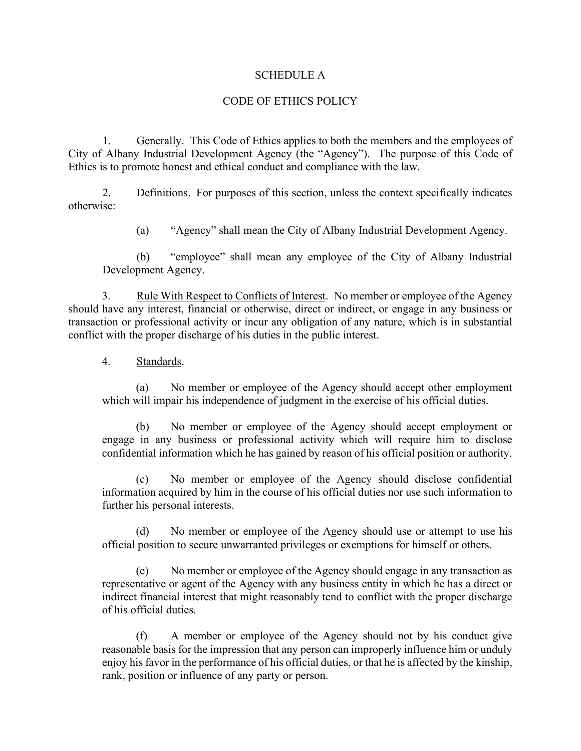# SCHEDULE A

## CODE OF ETHICS POLICY

1. Generally. This Code of Ethics applies to both the members and the employees of City of Albany Industrial Development Agency (the "Agency"). The purpose of this Code of Ethics is to promote honest and ethical conduct and compliance with the law.

2. Definitions. For purposes of this section, unless the context specifically indicates otherwise:

   (a) "Agency" shall mean the City of Albany Industrial Development Agency.

   (b) "employee" shall mean any employee of the City of Albany Industrial Development Agency.

3. Rule With Respect to Conflicts of Interest. No member or employee of the Agency should have any interest, financial or otherwise, direct or indirect, or engage in any business or transaction or professional activity or incur any obligation of any nature, which is in substantial conflict with the proper discharge of his duties in the public interest.

4. Standards.

   (a) No member or employee of the Agency should accept other employment which will impair his independence of judgment in the exercise of his official duties.

   (b) No member or employee of the Agency should accept employment or engage in any business or professional activity which will require him to disclose confidential information which he has gained by reason of his official position or authority.

   (c) No member or employee of the Agency should disclose confidential information acquired by him in the course of his official duties nor use such information to further his personal interests.

   (d) No member or employee of the Agency should use or attempt to use his official position to secure unwarranted privileges or exemptions for himself or others.

   (e) No member or employee of the Agency should engage in any transaction as representative or agent of the Agency with any business entity in which he has a direct or indirect financial interest that might reasonably tend to conflict with the proper discharge of his official duties.

   (f) A member or employee of the Agency should not by his conduct give reasonable basis for the impression that any person can improperly influence him or unduly enjoy his favor in the performance of his official duties, or that he is affected by the kinship, rank, position or influence of any party or person.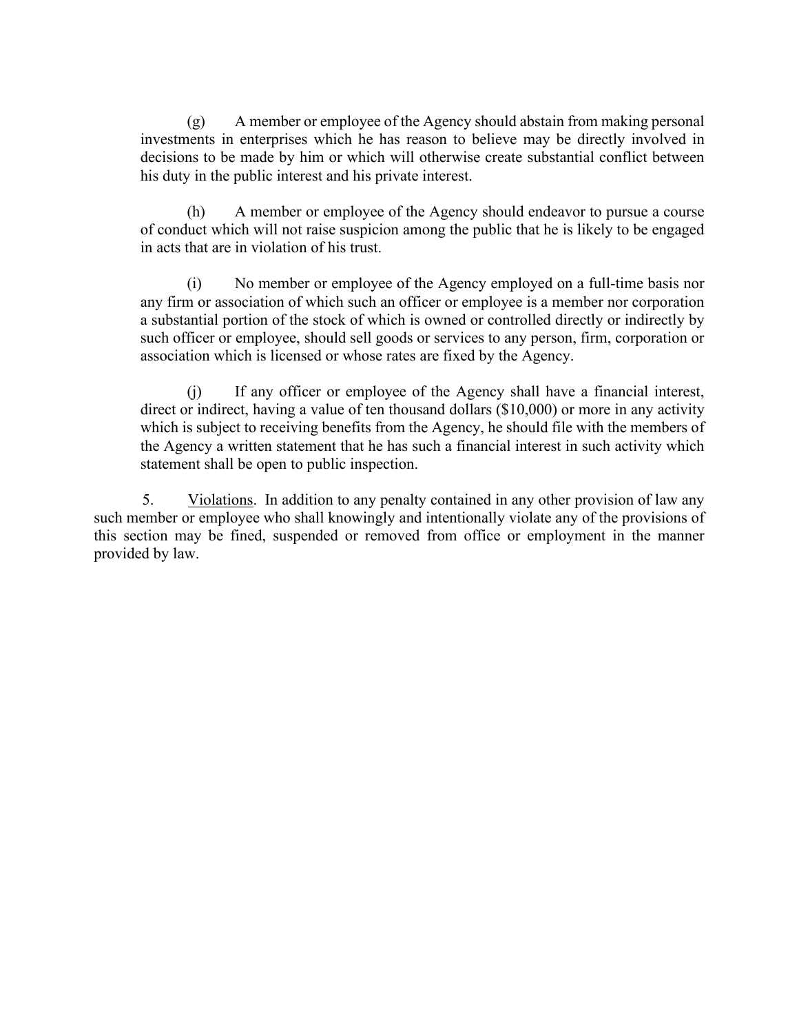(g) A member or employee of the Agency should abstain from making personal investments in enterprises which he has reason to believe may be directly involved in decisions to be made by him or which will otherwise create substantial conflict between his duty in the public interest and his private interest.

(h) A member or employee of the Agency should endeavor to pursue a course of conduct which will not raise suspicion among the public that he is likely to be engaged in acts that are in violation of his trust.

(i) No member or employee of the Agency employed on a full-time basis nor any firm or association of which such an officer or employee is a member nor corporation a substantial portion of the stock of which is owned or controlled directly or indirectly by such officer or employee, should sell goods or services to any person, firm, corporation or association which is licensed or whose rates are fixed by the Agency.

(j) If any officer or employee of the Agency shall have a financial interest, direct or indirect, having a value of ten thousand dollars ($10,000) or more in any activity which is subject to receiving benefits from the Agency, he should file with the members of the Agency a written statement that he has such a financial interest in such activity which statement shall be open to public inspection.

5. Violations. In addition to any penalty contained in any other provision of law any such member or employee who shall knowingly and intentionally violate any of the provisions of this section may be fined, suspended or removed from office or employment in the manner provided by law.